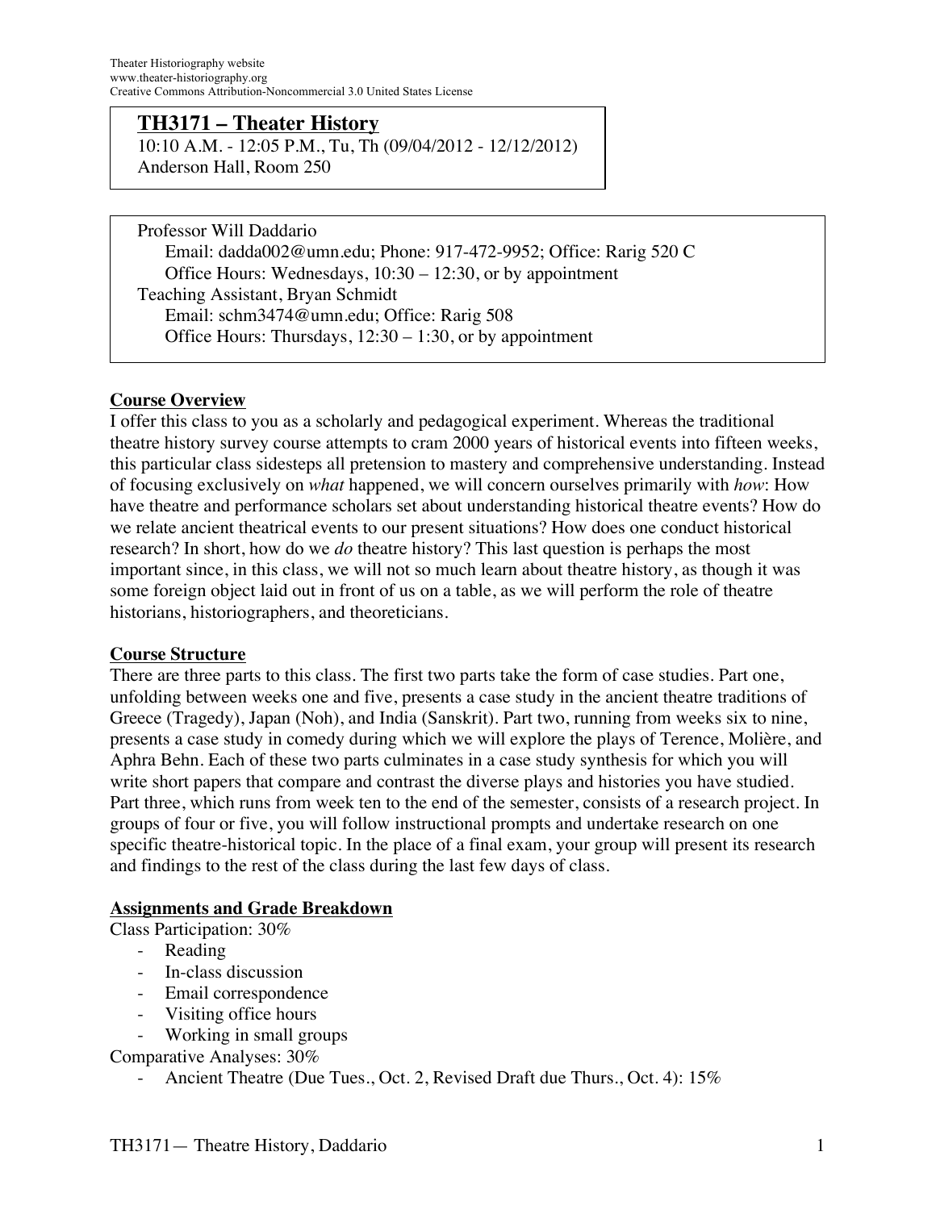Theater Historiography website
www.theater-historiography.org
Creative Commons Attribution-Noncommercial 3.0 United States License

# TH3171 – Theater History

10:10 A.M. - 12:05 P.M., Tu, Th (09/04/2012 - 12/12/2012)
Anderson Hall, Room 250

Professor Will Daddario
Email: dadda002@umn.edu; Phone: 917-472-9952; Office: Rarig 520 C
Office Hours: Wednesdays, 10:30 – 12:30, or by appointment
Teaching Assistant, Bryan Schmidt
Email: schm3474@umn.edu; Office: Rarig 508
Office Hours: Thursdays, 12:30 – 1:30, or by appointment

## Course Overview

I offer this class to you as a scholarly and pedagogical experiment. Whereas the traditional theatre history survey course attempts to cram 2000 years of historical events into fifteen weeks, this particular class sidesteps all pretension to mastery and comprehensive understanding. Instead of focusing exclusively on *what* happened, we will concern ourselves primarily with *how*: How have theatre and performance scholars set about understanding historical theatre events? How do we relate ancient theatrical events to our present situations? How does one conduct historical research? In short, how do we *do* theatre history? This last question is perhaps the most important since, in this class, we will not so much learn about theatre history, as though it was some foreign object laid out in front of us on a table, as we will perform the role of theatre historians, historiographers, and theoreticians.

## Course Structure

There are three parts to this class. The first two parts take the form of case studies. Part one, unfolding between weeks one and five, presents a case study in the ancient theatre traditions of Greece (Tragedy), Japan (Noh), and India (Sanskrit). Part two, running from weeks six to nine, presents a case study in comedy during which we will explore the plays of Terence, Molière, and Aphra Behn. Each of these two parts culminates in a case study synthesis for which you will write short papers that compare and contrast the diverse plays and histories you have studied. Part three, which runs from week ten to the end of the semester, consists of a research project. In groups of four or five, you will follow instructional prompts and undertake research on one specific theatre-historical topic. In the place of a final exam, your group will present its research and findings to the rest of the class during the last few days of class.

## Assignments and Grade Breakdown

Class Participation: 30%

- Reading
- In-class discussion
- Email correspondence
- Visiting office hours
- Working in small groups

Comparative Analyses: 30%

- Ancient Theatre (Due Tues., Oct. 2, Revised Draft due Thurs., Oct. 4): 15%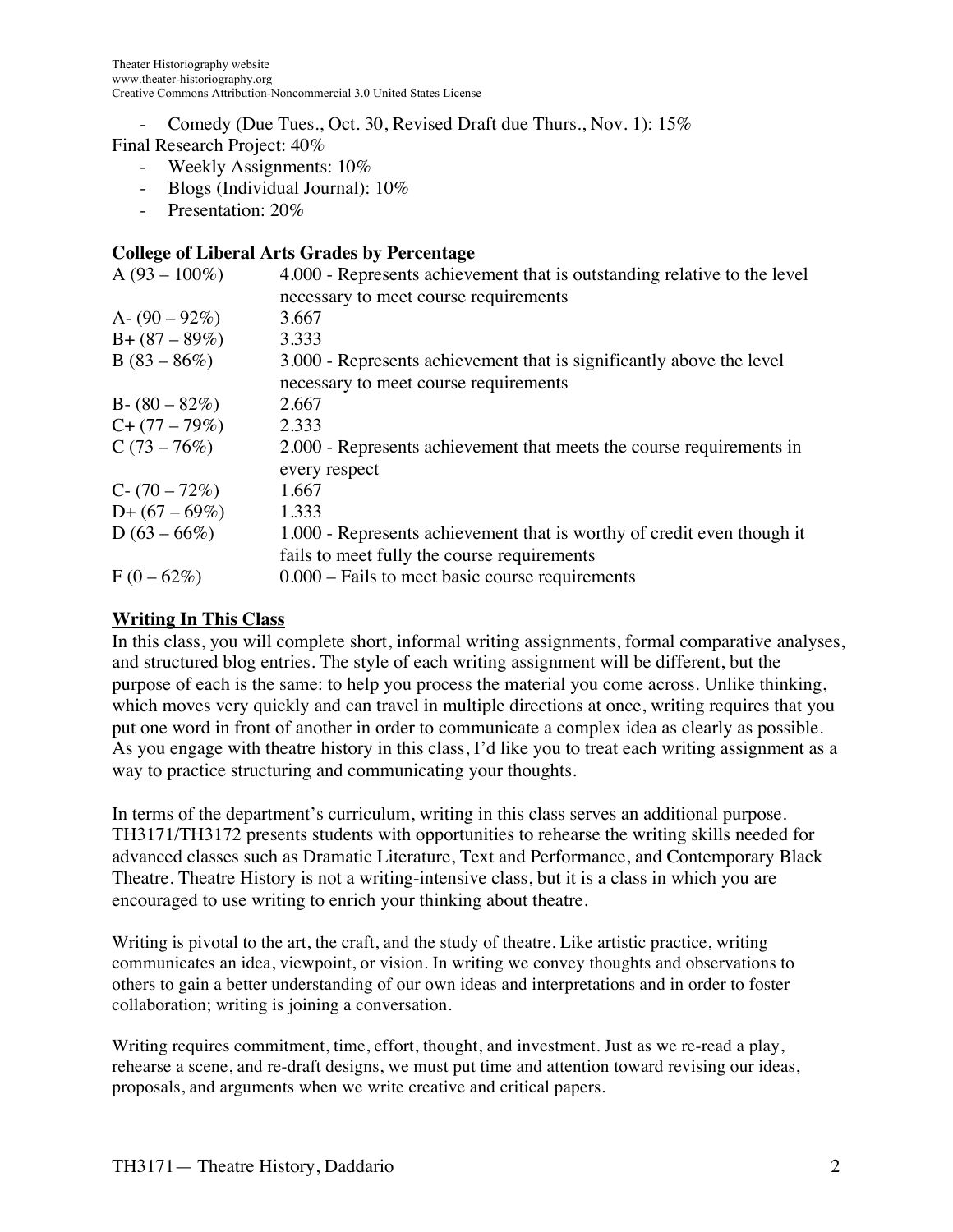- Comedy (Due Tues., Oct. 30, Revised Draft due Thurs., Nov. 1): 15%

Final Research Project: 40%

- Weekly Assignments: 10%
- Blogs (Individual Journal): 10%
- Presentation: 20%

**College of Liberal Arts Grades by Percentage**

| | |
|---|---|
| A (93 – 100%) | 4.000 - Represents achievement that is outstanding relative to the level necessary to meet course requirements |
| A- (90 – 92%) | 3.667 |
| B+ (87 – 89%) | 3.333 |
| B (83 – 86%) | 3.000 - Represents achievement that is significantly above the level necessary to meet course requirements |
| B- (80 – 82%) | 2.667 |
| C+ (77 – 79%) | 2.333 |
| C (73 – 76%) | 2.000 - Represents achievement that meets the course requirements in every respect |
| C- (70 – 72%) | 1.667 |
| D+ (67 – 69%) | 1.333 |
| D (63 – 66%) | 1.000 - Represents achievement that is worthy of credit even though it fails to meet fully the course requirements |
| F (0 – 62%) | 0.000 – Fails to meet basic course requirements |

**Writing In This Class**

In this class, you will complete short, informal writing assignments, formal comparative analyses, and structured blog entries. The style of each writing assignment will be different, but the purpose of each is the same: to help you process the material you come across. Unlike thinking, which moves very quickly and can travel in multiple directions at once, writing requires that you put one word in front of another in order to communicate a complex idea as clearly as possible. As you engage with theatre history in this class, I'd like you to treat each writing assignment as a way to practice structuring and communicating your thoughts.

In terms of the department's curriculum, writing in this class serves an additional purpose. TH3171/TH3172 presents students with opportunities to rehearse the writing skills needed for advanced classes such as Dramatic Literature, Text and Performance, and Contemporary Black Theatre. Theatre History is not a writing-intensive class, but it is a class in which you are encouraged to use writing to enrich your thinking about theatre.

Writing is pivotal to the art, the craft, and the study of theatre. Like artistic practice, writing communicates an idea, viewpoint, or vision. In writing we convey thoughts and observations to others to gain a better understanding of our own ideas and interpretations and in order to foster collaboration; writing is joining a conversation.

Writing requires commitment, time, effort, thought, and investment. Just as we re-read a play, rehearse a scene, and re-draft designs, we must put time and attention toward revising our ideas, proposals, and arguments when we write creative and critical papers.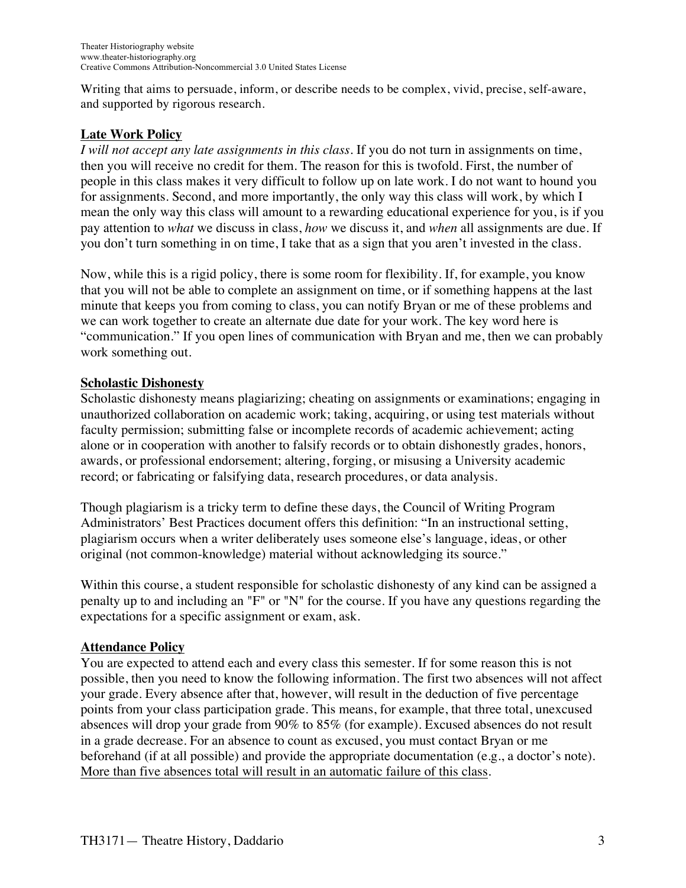Writing that aims to persuade, inform, or describe needs to be complex, vivid, precise, self-aware, and supported by rigorous research.

## Late Work Policy

*I will not accept any late assignments in this class.* If you do not turn in assignments on time, then you will receive no credit for them. The reason for this is twofold. First, the number of people in this class makes it very difficult to follow up on late work. I do not want to hound you for assignments. Second, and more importantly, the only way this class will work, by which I mean the only way this class will amount to a rewarding educational experience for you, is if you pay attention to *what* we discuss in class, *how* we discuss it, and *when* all assignments are due. If you don't turn something in on time, I take that as a sign that you aren't invested in the class.

Now, while this is a rigid policy, there is some room for flexibility. If, for example, you know that you will not be able to complete an assignment on time, or if something happens at the last minute that keeps you from coming to class, you can notify Bryan or me of these problems and we can work together to create an alternate due date for your work. The key word here is "communication." If you open lines of communication with Bryan and me, then we can probably work something out.

## Scholastic Dishonesty

Scholastic dishonesty means plagiarizing; cheating on assignments or examinations; engaging in unauthorized collaboration on academic work; taking, acquiring, or using test materials without faculty permission; submitting false or incomplete records of academic achievement; acting alone or in cooperation with another to falsify records or to obtain dishonestly grades, honors, awards, or professional endorsement; altering, forging, or misusing a University academic record; or fabricating or falsifying data, research procedures, or data analysis.

Though plagiarism is a tricky term to define these days, the Council of Writing Program Administrators' Best Practices document offers this definition: "In an instructional setting, plagiarism occurs when a writer deliberately uses someone else's language, ideas, or other original (not common-knowledge) material without acknowledging its source."

Within this course, a student responsible for scholastic dishonesty of any kind can be assigned a penalty up to and including an "F" or "N" for the course. If you have any questions regarding the expectations for a specific assignment or exam, ask.

## Attendance Policy

You are expected to attend each and every class this semester. If for some reason this is not possible, then you need to know the following information. The first two absences will not affect your grade. Every absence after that, however, will result in the deduction of five percentage points from your class participation grade. This means, for example, that three total, unexcused absences will drop your grade from 90% to 85% (for example). Excused absences do not result in a grade decrease. For an absence to count as excused, you must contact Bryan or me beforehand (if at all possible) and provide the appropriate documentation (e.g., a doctor's note). More than five absences total will result in an automatic failure of this class.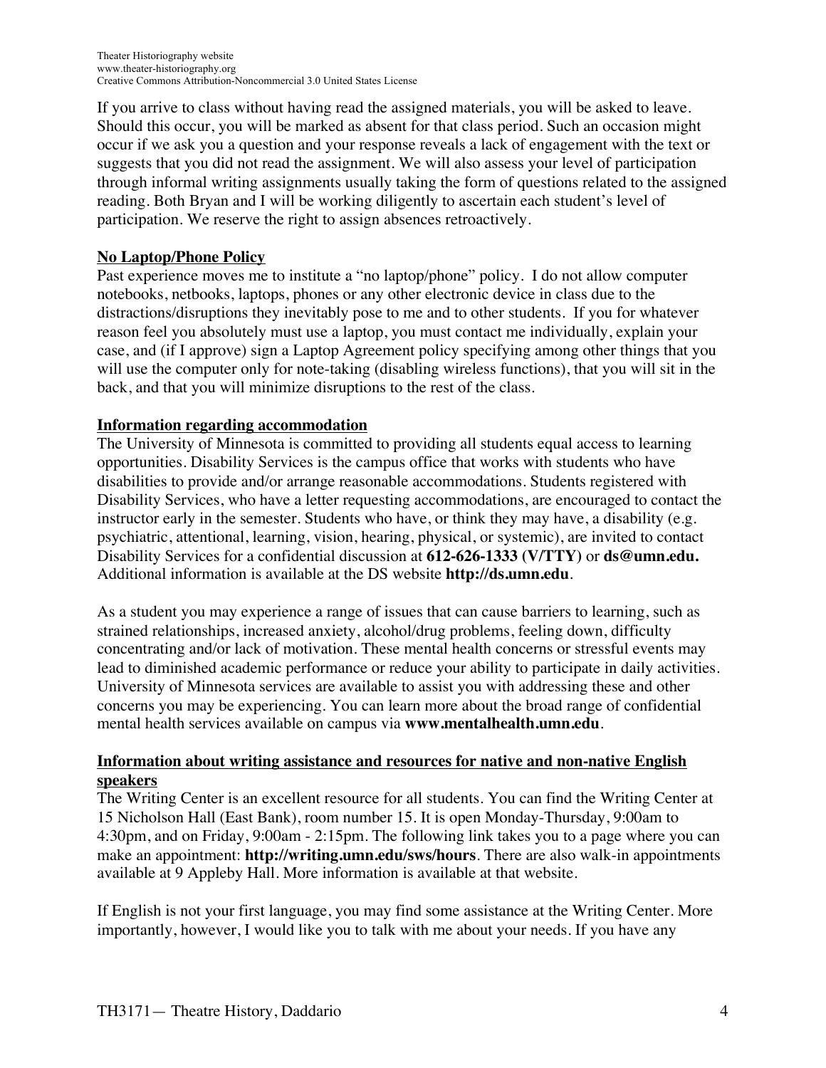If you arrive to class without having read the assigned materials, you will be asked to leave. Should this occur, you will be marked as absent for that class period. Such an occasion might occur if we ask you a question and your response reveals a lack of engagement with the text or suggests that you did not read the assignment. We will also assess your level of participation through informal writing assignments usually taking the form of questions related to the assigned reading. Both Bryan and I will be working diligently to ascertain each student's level of participation. We reserve the right to assign absences retroactively.

## No Laptop/Phone Policy

Past experience moves me to institute a "no laptop/phone" policy. I do not allow computer notebooks, netbooks, laptops, phones or any other electronic device in class due to the distractions/disruptions they inevitably pose to me and to other students. If you for whatever reason feel you absolutely must use a laptop, you must contact me individually, explain your case, and (if I approve) sign a Laptop Agreement policy specifying among other things that you will use the computer only for note-taking (disabling wireless functions), that you will sit in the back, and that you will minimize disruptions to the rest of the class.

## Information regarding accommodation

The University of Minnesota is committed to providing all students equal access to learning opportunities. Disability Services is the campus office that works with students who have disabilities to provide and/or arrange reasonable accommodations. Students registered with Disability Services, who have a letter requesting accommodations, are encouraged to contact the instructor early in the semester. Students who have, or think they may have, a disability (e.g. psychiatric, attentional, learning, vision, hearing, physical, or systemic), are invited to contact Disability Services for a confidential discussion at **612-626-1333 (V/TTY)** or **ds@umn.edu.** Additional information is available at the DS website **http://ds.umn.edu**.

As a student you may experience a range of issues that can cause barriers to learning, such as strained relationships, increased anxiety, alcohol/drug problems, feeling down, difficulty concentrating and/or lack of motivation. These mental health concerns or stressful events may lead to diminished academic performance or reduce your ability to participate in daily activities. University of Minnesota services are available to assist you with addressing these and other concerns you may be experiencing. You can learn more about the broad range of confidential mental health services available on campus via **www.mentalhealth.umn.edu**.

## Information about writing assistance and resources for native and non-native English speakers

The Writing Center is an excellent resource for all students. You can find the Writing Center at 15 Nicholson Hall (East Bank), room number 15. It is open Monday-Thursday, 9:00am to 4:30pm, and on Friday, 9:00am - 2:15pm. The following link takes you to a page where you can make an appointment: **http://writing.umn.edu/sws/hours**. There are also walk-in appointments available at 9 Appleby Hall. More information is available at that website.

If English is not your first language, you may find some assistance at the Writing Center. More importantly, however, I would like you to talk with me about your needs. If you have any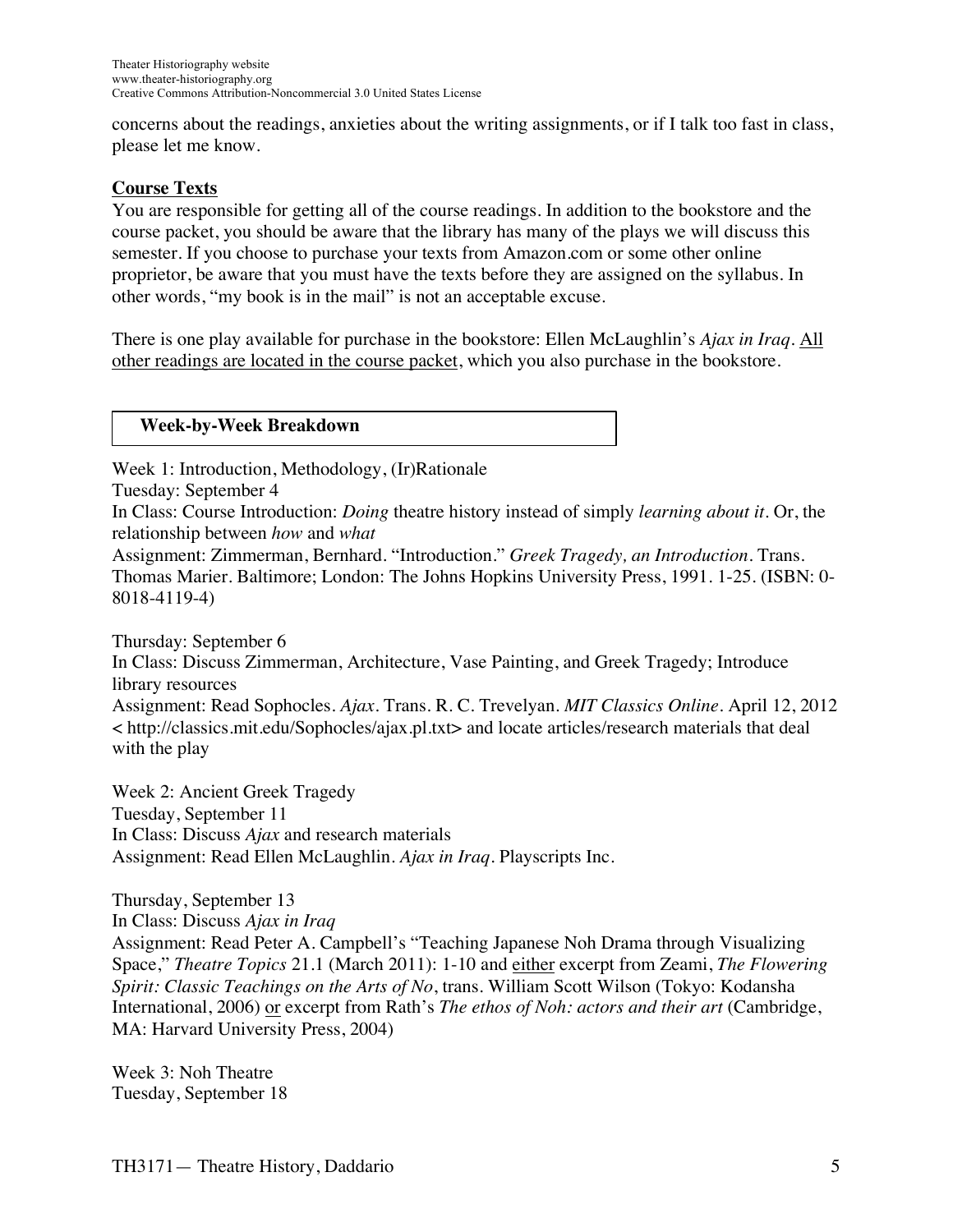concerns about the readings, anxieties about the writing assignments, or if I talk too fast in class, please let me know.

**Course Texts**

You are responsible for getting all of the course readings. In addition to the bookstore and the course packet, you should be aware that the library has many of the plays we will discuss this semester. If you choose to purchase your texts from Amazon.com or some other online proprietor, be aware that you must have the texts before they are assigned on the syllabus. In other words, "my book is in the mail" is not an acceptable excuse.

There is one play available for purchase in the bookstore: Ellen McLaughlin's *Ajax in Iraq*. All other readings are located in the course packet, which you also purchase in the bookstore.

## Week-by-Week Breakdown

Week 1: Introduction, Methodology, (Ir)Rationale
Tuesday: September 4
In Class: Course Introduction: *Doing* theatre history instead of simply *learning about it*. Or, the relationship between *how* and *what*
Assignment: Zimmerman, Bernhard. "Introduction." *Greek Tragedy, an Introduction*. Trans. Thomas Marier. Baltimore; London: The Johns Hopkins University Press, 1991. 1-25. (ISBN: 0-8018-4119-4)

Thursday: September 6
In Class: Discuss Zimmerman, Architecture, Vase Painting, and Greek Tragedy; Introduce library resources
Assignment: Read Sophocles. *Ajax*. Trans. R. C. Trevelyan. *MIT Classics Online*. April 12, 2012 < http://classics.mit.edu/Sophocles/ajax.pl.txt> and locate articles/research materials that deal with the play

Week 2: Ancient Greek Tragedy
Tuesday, September 11
In Class: Discuss *Ajax* and research materials
Assignment: Read Ellen McLaughlin. *Ajax in Iraq*. Playscripts Inc.

Thursday, September 13
In Class: Discuss *Ajax in Iraq*
Assignment: Read Peter A. Campbell's "Teaching Japanese Noh Drama through Visualizing Space," *Theatre Topics* 21.1 (March 2011): 1-10 and either excerpt from Zeami, *The Flowering Spirit: Classic Teachings on the Arts of No*, trans. William Scott Wilson (Tokyo: Kodansha International, 2006) or excerpt from Rath's *The ethos of Noh: actors and their art* (Cambridge, MA: Harvard University Press, 2004)

Week 3: Noh Theatre
Tuesday, September 18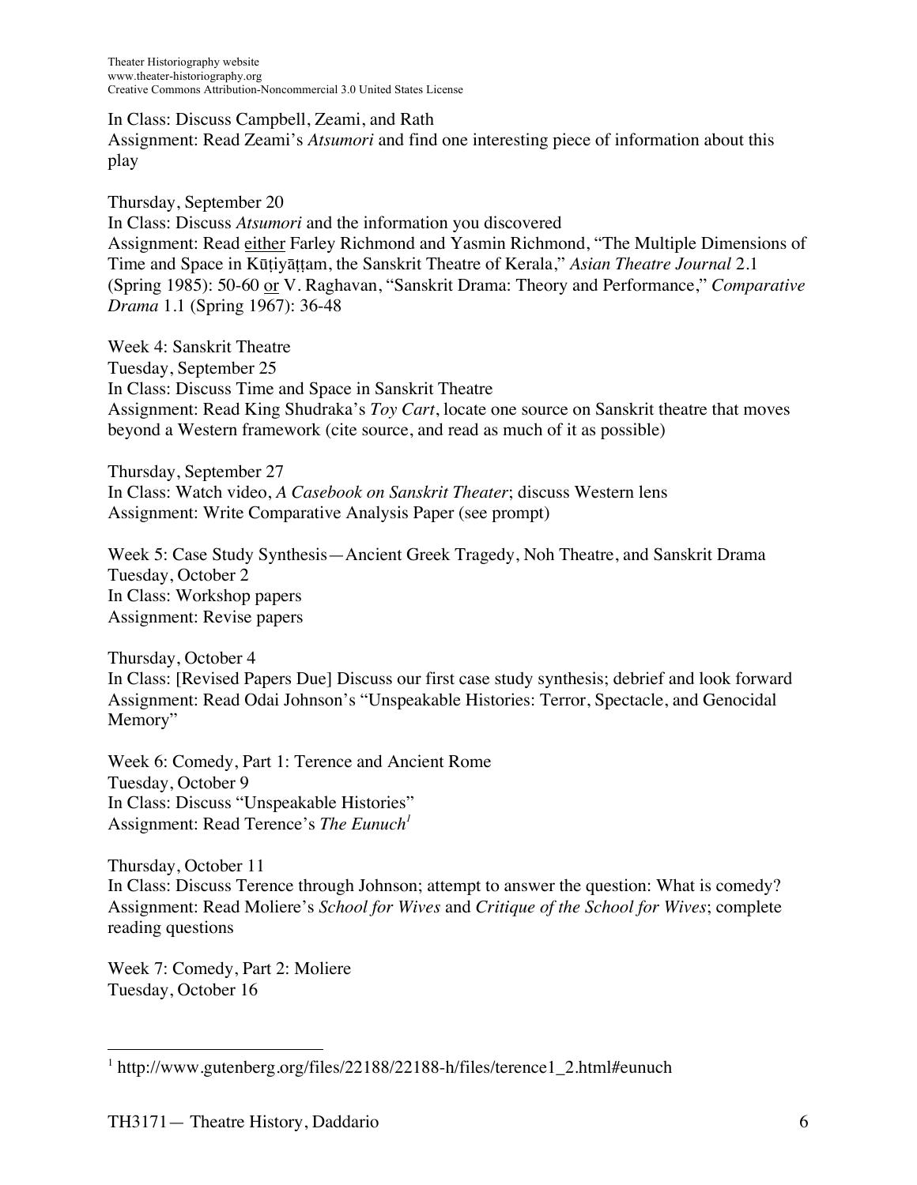In Class: Discuss Campbell, Zeami, and Rath
Assignment: Read Zeami's *Atsumori* and find one interesting piece of information about this play

Thursday, September 20
In Class: Discuss *Atsumori* and the information you discovered
Assignment: Read <u>either</u> Farley Richmond and Yasmin Richmond, "The Multiple Dimensions of Time and Space in Kūṭiyāṭṭam, the Sanskrit Theatre of Kerala," *Asian Theatre Journal* 2.1 (Spring 1985): 50-60 <u>or</u> V. Raghavan, "Sanskrit Drama: Theory and Performance," *Comparative Drama* 1.1 (Spring 1967): 36-48

Week 4: Sanskrit Theatre
Tuesday, September 25
In Class: Discuss Time and Space in Sanskrit Theatre
Assignment: Read King Shudraka's *Toy Cart*, locate one source on Sanskrit theatre that moves beyond a Western framework (cite source, and read as much of it as possible)

Thursday, September 27
In Class: Watch video, *A Casebook on Sanskrit Theater*; discuss Western lens
Assignment: Write Comparative Analysis Paper (see prompt)

Week 5: Case Study Synthesis—Ancient Greek Tragedy, Noh Theatre, and Sanskrit Drama
Tuesday, October 2
In Class: Workshop papers
Assignment: Revise papers

Thursday, October 4
In Class: [Revised Papers Due] Discuss our first case study synthesis; debrief and look forward
Assignment: Read Odai Johnson's "Unspeakable Histories: Terror, Spectacle, and Genocidal Memory"

Week 6: Comedy, Part 1: Terence and Ancient Rome
Tuesday, October 9
In Class: Discuss "Unspeakable Histories"
Assignment: Read Terence's *The Eunuch*[1]

Thursday, October 11
In Class: Discuss Terence through Johnson; attempt to answer the question: What is comedy?
Assignment: Read Moliere's *School for Wives* and *Critique of the School for Wives*; complete reading questions

Week 7: Comedy, Part 2: Moliere
Tuesday, October 16

---

[1] http://www.gutenberg.org/files/22188/22188-h/files/terence1_2.html#eunuch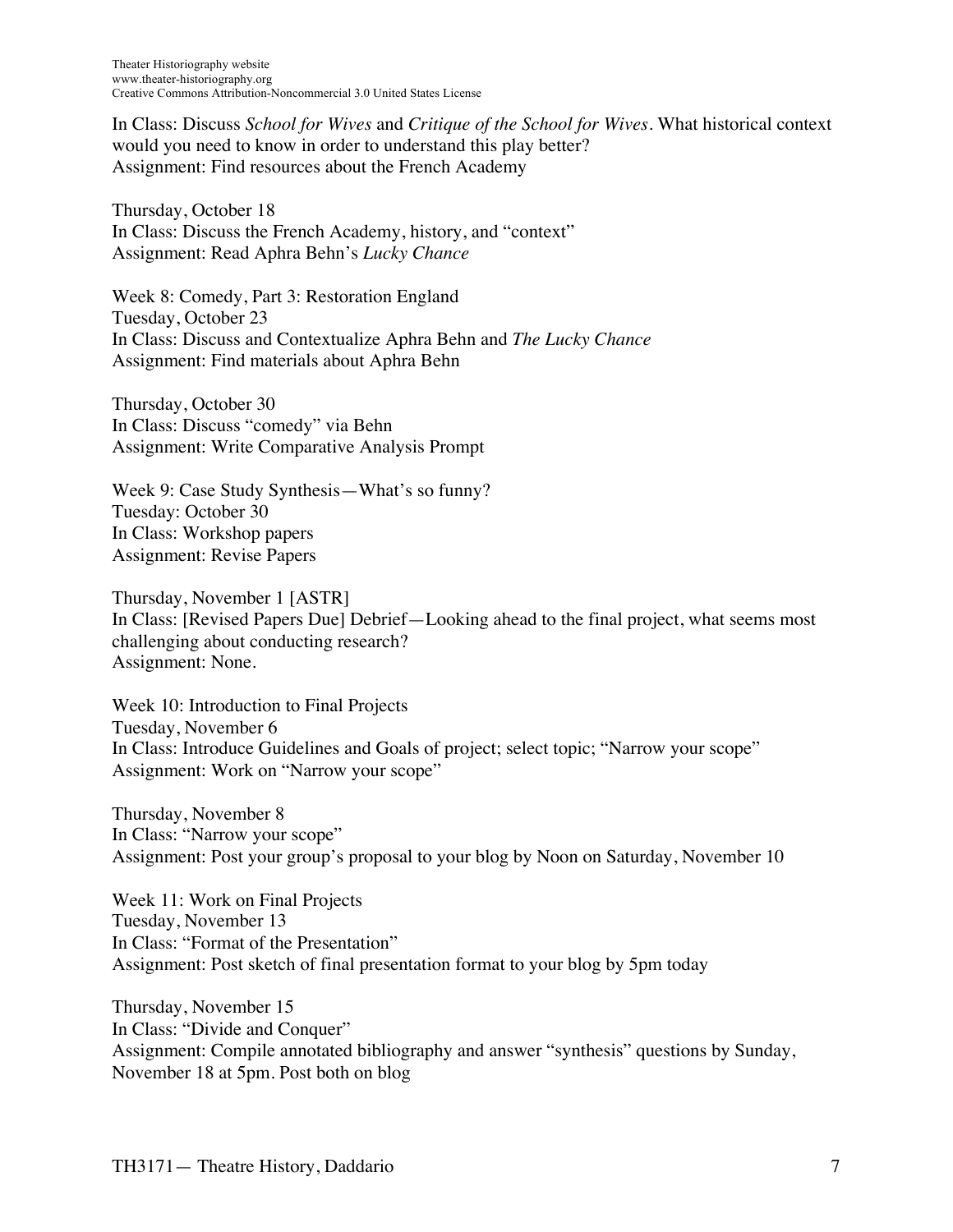In Class: Discuss *School for Wives* and *Critique of the School for Wives*. What historical context would you need to know in order to understand this play better?
Assignment: Find resources about the French Academy

Thursday, October 18
In Class: Discuss the French Academy, history, and "context"
Assignment: Read Aphra Behn's *Lucky Chance*

Week 8: Comedy, Part 3: Restoration England
Tuesday, October 23
In Class: Discuss and Contextualize Aphra Behn and *The Lucky Chance*
Assignment: Find materials about Aphra Behn

Thursday, October 30
In Class: Discuss "comedy" via Behn
Assignment: Write Comparative Analysis Prompt

Week 9: Case Study Synthesis—What's so funny?
Tuesday: October 30
In Class: Workshop papers
Assignment: Revise Papers

Thursday, November 1 [ASTR]
In Class: [Revised Papers Due] Debrief—Looking ahead to the final project, what seems most challenging about conducting research?
Assignment: None.

Week 10: Introduction to Final Projects
Tuesday, November 6
In Class: Introduce Guidelines and Goals of project; select topic; "Narrow your scope"
Assignment: Work on "Narrow your scope"

Thursday, November 8
In Class: "Narrow your scope"
Assignment: Post your group's proposal to your blog by Noon on Saturday, November 10

Week 11: Work on Final Projects
Tuesday, November 13
In Class: "Format of the Presentation"
Assignment: Post sketch of final presentation format to your blog by 5pm today

Thursday, November 15
In Class: "Divide and Conquer"
Assignment: Compile annotated bibliography and answer "synthesis" questions by Sunday, November 18 at 5pm. Post both on blog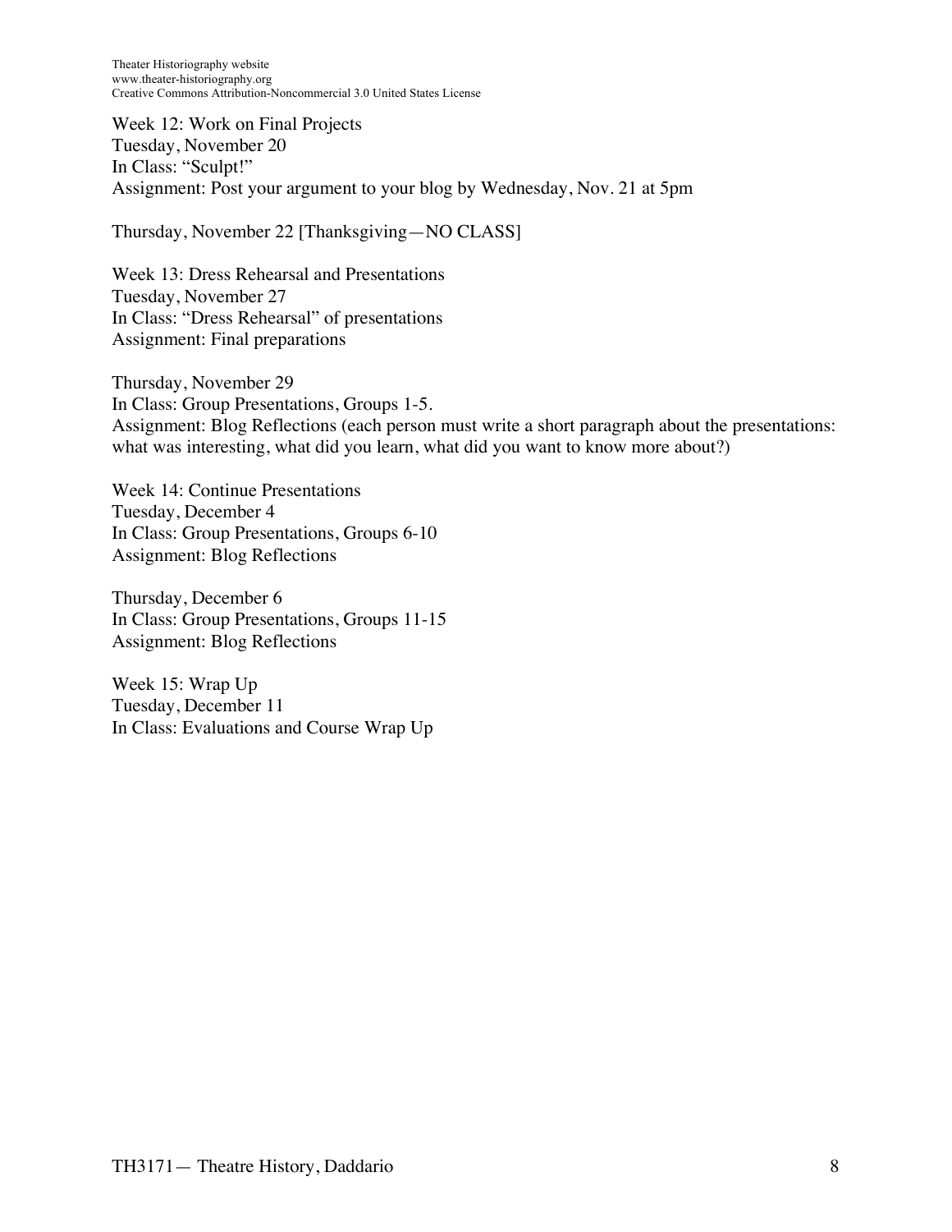Week 12: Work on Final Projects
Tuesday, November 20
In Class: "Sculpt!"
Assignment: Post your argument to your blog by Wednesday, Nov. 21 at 5pm

Thursday, November 22 [Thanksgiving—NO CLASS]

Week 13: Dress Rehearsal and Presentations
Tuesday, November 27
In Class: "Dress Rehearsal" of presentations
Assignment: Final preparations

Thursday, November 29
In Class: Group Presentations, Groups 1-5.
Assignment: Blog Reflections (each person must write a short paragraph about the presentations: what was interesting, what did you learn, what did you want to know more about?)

Week 14: Continue Presentations
Tuesday, December 4
In Class: Group Presentations, Groups 6-10
Assignment: Blog Reflections

Thursday, December 6
In Class: Group Presentations, Groups 11-15
Assignment: Blog Reflections

Week 15: Wrap Up
Tuesday, December 11
In Class: Evaluations and Course Wrap Up